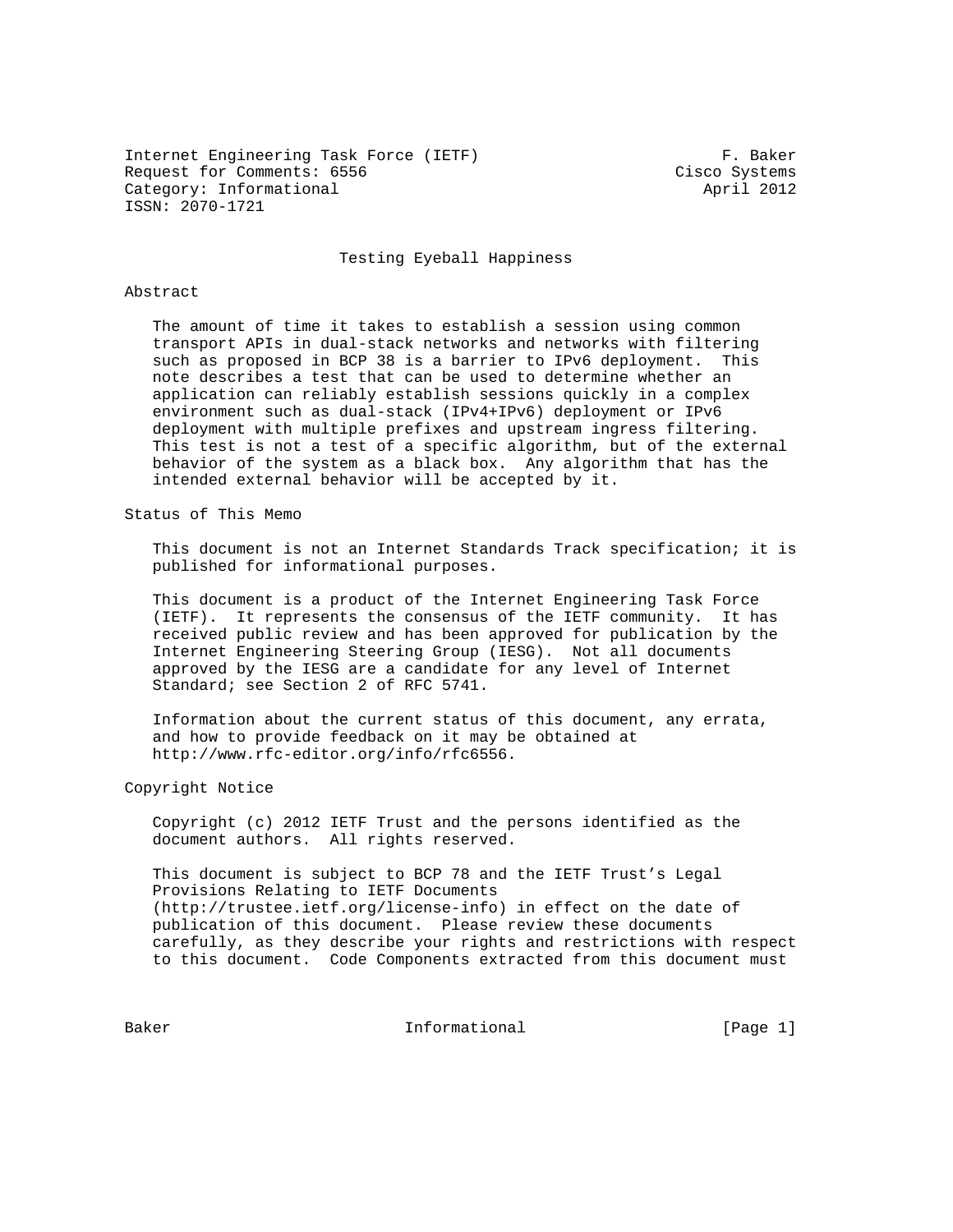Internet Engineering Task Force (IETF) F. Baker
Request for Comments: 6556 Cisco Systems
Category: Informational April 2012
ISSN: 2070-1721

# Testing Eyeball Happiness

## Abstract

The amount of time it takes to establish a session using common transport APIs in dual-stack networks and networks with filtering such as proposed in BCP 38 is a barrier to IPv6 deployment. This note describes a test that can be used to determine whether an application can reliably establish sessions quickly in a complex environment such as dual-stack (IPv4+IPv6) deployment or IPv6 deployment with multiple prefixes and upstream ingress filtering. This test is not a test of a specific algorithm, but of the external behavior of the system as a black box. Any algorithm that has the intended external behavior will be accepted by it.

## Status of This Memo

This document is not an Internet Standards Track specification; it is published for informational purposes.

This document is a product of the Internet Engineering Task Force (IETF). It represents the consensus of the IETF community. It has received public review and has been approved for publication by the Internet Engineering Steering Group (IESG). Not all documents approved by the IESG are a candidate for any level of Internet Standard; see Section 2 of RFC 5741.

Information about the current status of this document, any errata, and how to provide feedback on it may be obtained at http://www.rfc-editor.org/info/rfc6556.

## Copyright Notice

Copyright (c) 2012 IETF Trust and the persons identified as the document authors. All rights reserved.

This document is subject to BCP 78 and the IETF Trust's Legal Provisions Relating to IETF Documents (http://trustee.ietf.org/license-info) in effect on the date of publication of this document. Please review these documents carefully, as they describe your rights and restrictions with respect to this document. Code Components extracted from this document must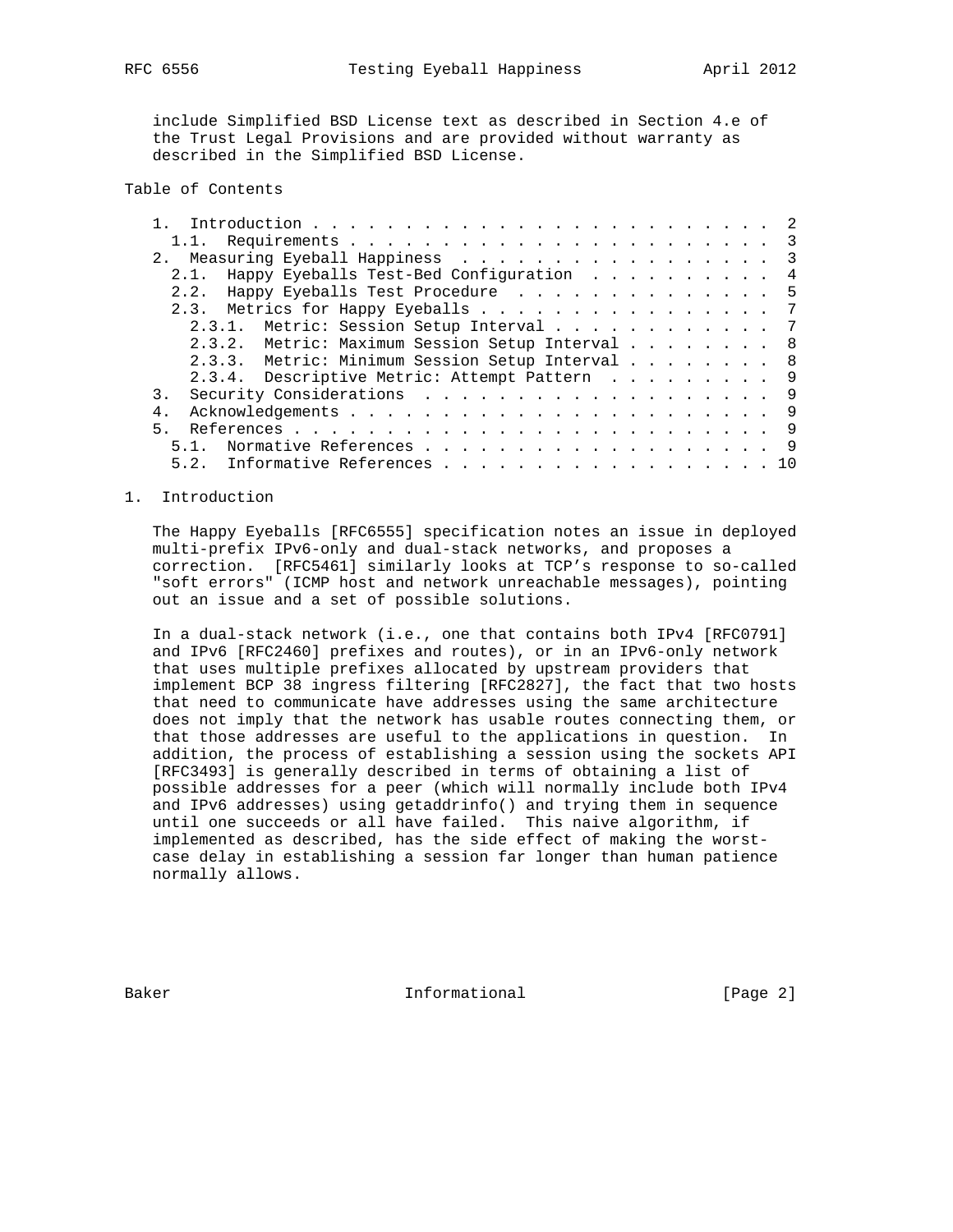include Simplified BSD License text as described in Section 4.e of the Trust Legal Provisions and are provided without warranty as described in the Simplified BSD License.

Table of Contents

```
   1.  Introduction . . . . . . . . . . . . . . . . . . . . . . . . .  2
     1.1.  Requirements . . . . . . . . . . . . . . . . . . . . . . .  3
   2.  Measuring Eyeball Happiness  . . . . . . . . . . . . . . . . .  3
     2.1.  Happy Eyeballs Test-Bed Configuration  . . . . . . . . . .  4
     2.2.  Happy Eyeballs Test Procedure  . . . . . . . . . . . . . .  5
     2.3.  Metrics for Happy Eyeballs . . . . . . . . . . . . . . . .  7
       2.3.1.  Metric: Session Setup Interval . . . . . . . . . . . .  7
       2.3.2.  Metric: Maximum Session Setup Interval . . . . . . . .  8
       2.3.3.  Metric: Minimum Session Setup Interval . . . . . . . .  8
       2.3.4.  Descriptive Metric: Attempt Pattern  . . . . . . . . .  9
   3.  Security Considerations  . . . . . . . . . . . . . . . . . . .  9
   4.  Acknowledgements . . . . . . . . . . . . . . . . . . . . . . .  9
   5.  References . . . . . . . . . . . . . . . . . . . . . . . . . .  9
     5.1.  Normative References . . . . . . . . . . . . . . . . . . .  9
     5.2.  Informative References . . . . . . . . . . . . . . . . . . 10
```

# 1. Introduction

The Happy Eyeballs [RFC6555] specification notes an issue in deployed multi-prefix IPv6-only and dual-stack networks, and proposes a correction. [RFC5461] similarly looks at TCP's response to so-called "soft errors" (ICMP host and network unreachable messages), pointing out an issue and a set of possible solutions.

In a dual-stack network (i.e., one that contains both IPv4 [RFC0791] and IPv6 [RFC2460] prefixes and routes), or in an IPv6-only network that uses multiple prefixes allocated by upstream providers that implement BCP 38 ingress filtering [RFC2827], the fact that two hosts that need to communicate have addresses using the same architecture does not imply that the network has usable routes connecting them, or that those addresses are useful to the applications in question. In addition, the process of establishing a session using the sockets API [RFC3493] is generally described in terms of obtaining a list of possible addresses for a peer (which will normally include both IPv4 and IPv6 addresses) using getaddrinfo() and trying them in sequence until one succeeds or all have failed. This naive algorithm, if implemented as described, has the side effect of making the worst-case delay in establishing a session far longer than human patience normally allows.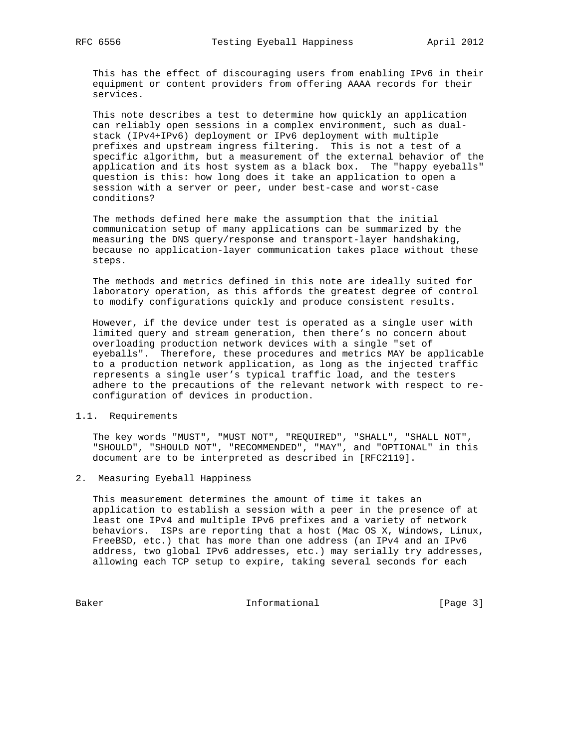This has the effect of discouraging users from enabling IPv6 in their equipment or content providers from offering AAAA records for their services.

This note describes a test to determine how quickly an application can reliably open sessions in a complex environment, such as dual-stack (IPv4+IPv6) deployment or IPv6 deployment with multiple prefixes and upstream ingress filtering. This is not a test of a specific algorithm, but a measurement of the external behavior of the application and its host system as a black box. The "happy eyeballs" question is this: how long does it take an application to open a session with a server or peer, under best-case and worst-case conditions?

The methods defined here make the assumption that the initial communication setup of many applications can be summarized by the measuring the DNS query/response and transport-layer handshaking, because no application-layer communication takes place without these steps.

The methods and metrics defined in this note are ideally suited for laboratory operation, as this affords the greatest degree of control to modify configurations quickly and produce consistent results.

However, if the device under test is operated as a single user with limited query and stream generation, then there's no concern about overloading production network devices with a single "set of eyeballs". Therefore, these procedures and metrics MAY be applicable to a production network application, as long as the injected traffic represents a single user's typical traffic load, and the testers adhere to the precautions of the relevant network with respect to re-configuration of devices in production.

### 1.1. Requirements

The key words "MUST", "MUST NOT", "REQUIRED", "SHALL", "SHALL NOT", "SHOULD", "SHOULD NOT", "RECOMMENDED", "MAY", and "OPTIONAL" in this document are to be interpreted as described in [RFC2119].

## 2. Measuring Eyeball Happiness

This measurement determines the amount of time it takes an application to establish a session with a peer in the presence of at least one IPv4 and multiple IPv6 prefixes and a variety of network behaviors. ISPs are reporting that a host (Mac OS X, Windows, Linux, FreeBSD, etc.) that has more than one address (an IPv4 and an IPv6 address, two global IPv6 addresses, etc.) may serially try addresses, allowing each TCP setup to expire, taking several seconds for each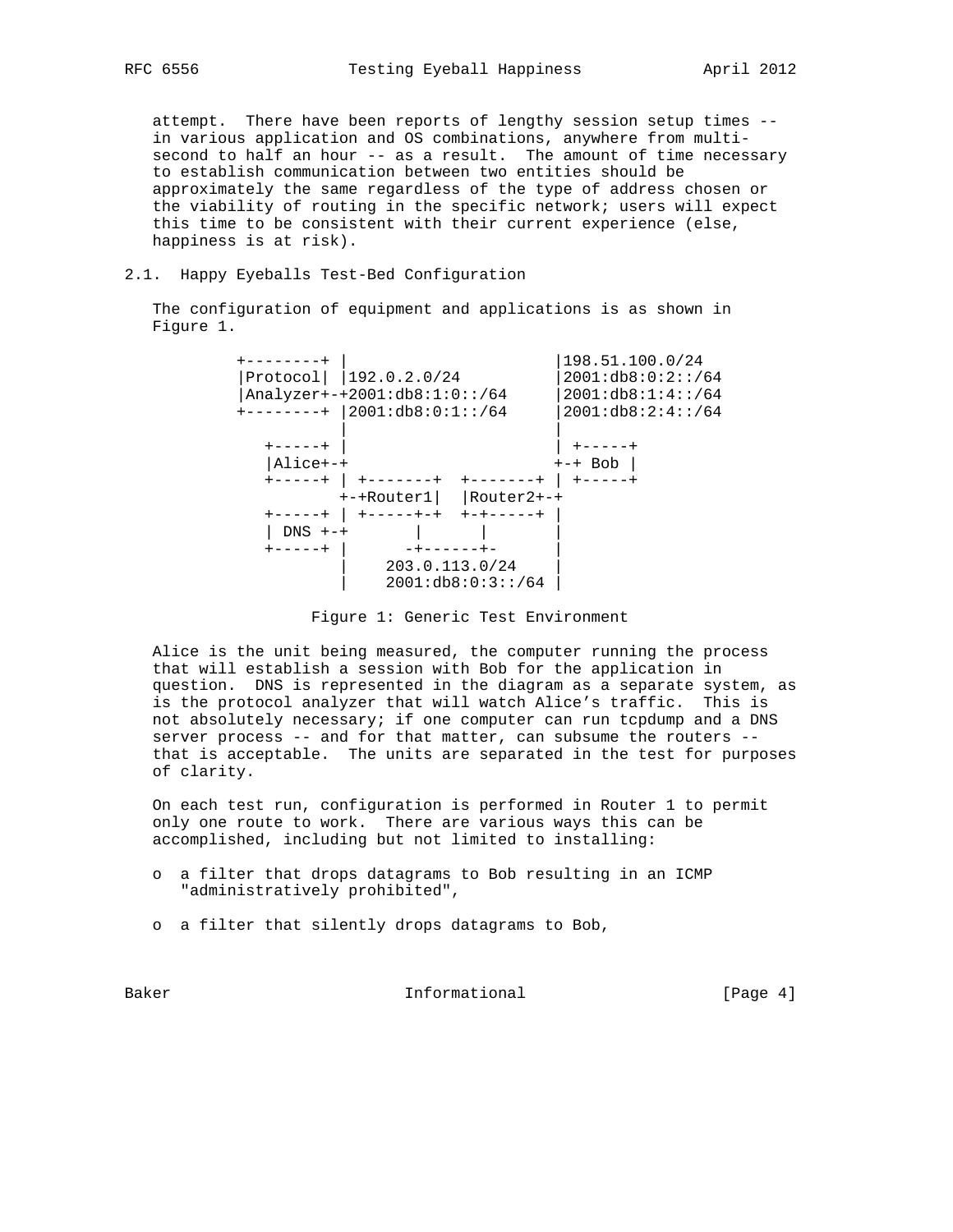attempt. There have been reports of lengthy session setup times -- in various application and OS combinations, anywhere from multi-second to half an hour -- as a result. The amount of time necessary to establish communication between two entities should be approximately the same regardless of the type of address chosen or the viability of routing in the specific network; users will expect this time to be consistent with their current experience (else, happiness is at risk).

## 2.1. Happy Eyeballs Test-Bed Configuration

The configuration of equipment and applications is as shown in Figure 1.

```
 +--------+ |                        |198.51.100.0/24
 |Protocol| |192.0.2.0/24            |2001:db8:0:2::/64
 |Analyzer+-+2001:db8:1:0::/64       |2001:db8:1:4::/64
 +--------+ |2001:db8:0:1::/64       |2001:db8:2:4::/64
            |                        |
    +-----+ |                        | +-----+
    |Alice+-+                        +-+ Bob |
    +-----+ | +-------+  +-------+ | +-----+
            +-+Router1|  |Router2+-+
    +-----+ | +-----+-+  +-+-----+ |
    | DNS +-+       |      |       |
    +-----+ |      -+------+-      |
            |    203.0.113.0/24    |
            |    2001:db8:0:3::/64 |
```

Figure 1: Generic Test Environment

Alice is the unit being measured, the computer running the process that will establish a session with Bob for the application in question. DNS is represented in the diagram as a separate system, as is the protocol analyzer that will watch Alice's traffic. This is not absolutely necessary; if one computer can run tcpdump and a DNS server process -- and for that matter, can subsume the routers -- that is acceptable. The units are separated in the test for purposes of clarity.

On each test run, configuration is performed in Router 1 to permit only one route to work. There are various ways this can be accomplished, including but not limited to installing:

- a filter that drops datagrams to Bob resulting in an ICMP "administratively prohibited",
- a filter that silently drops datagrams to Bob,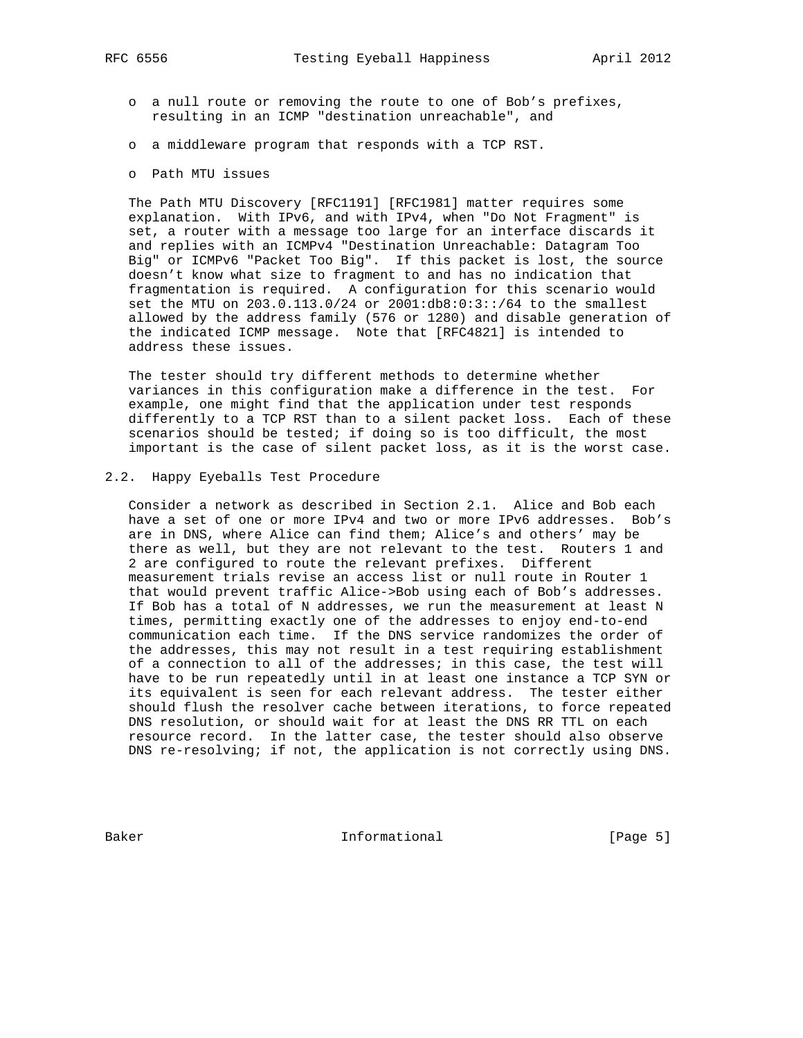- a null route or removing the route to one of Bob's prefixes, resulting in an ICMP "destination unreachable", and
- a middleware program that responds with a TCP RST.
- Path MTU issues

The Path MTU Discovery [RFC1191] [RFC1981] matter requires some explanation. With IPv6, and with IPv4, when "Do Not Fragment" is set, a router with a message too large for an interface discards it and replies with an ICMPv4 "Destination Unreachable: Datagram Too Big" or ICMPv6 "Packet Too Big". If this packet is lost, the source doesn't know what size to fragment to and has no indication that fragmentation is required. A configuration for this scenario would set the MTU on 203.0.113.0/24 or 2001:db8:0:3::/64 to the smallest allowed by the address family (576 or 1280) and disable generation of the indicated ICMP message. Note that [RFC4821] is intended to address these issues.

The tester should try different methods to determine whether variances in this configuration make a difference in the test. For example, one might find that the application under test responds differently to a TCP RST than to a silent packet loss. Each of these scenarios should be tested; if doing so is too difficult, the most important is the case of silent packet loss, as it is the worst case.

## 2.2. Happy Eyeballs Test Procedure

Consider a network as described in Section 2.1. Alice and Bob each have a set of one or more IPv4 and two or more IPv6 addresses. Bob's are in DNS, where Alice can find them; Alice's and others' may be there as well, but they are not relevant to the test. Routers 1 and 2 are configured to route the relevant prefixes. Different measurement trials revise an access list or null route in Router 1 that would prevent traffic Alice->Bob using each of Bob's addresses. If Bob has a total of N addresses, we run the measurement at least N times, permitting exactly one of the addresses to enjoy end-to-end communication each time. If the DNS service randomizes the order of the addresses, this may not result in a test requiring establishment of a connection to all of the addresses; in this case, the test will have to be run repeatedly until in at least one instance a TCP SYN or its equivalent is seen for each relevant address. The tester either should flush the resolver cache between iterations, to force repeated DNS resolution, or should wait for at least the DNS RR TTL on each resource record. In the latter case, the tester should also observe DNS re-resolving; if not, the application is not correctly using DNS.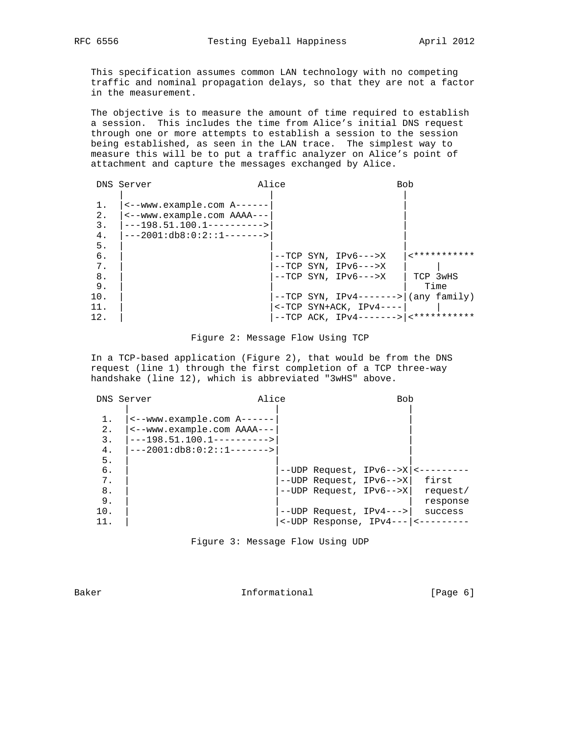This specification assumes common LAN technology with no competing traffic and nominal propagation delays, so that they are not a factor in the measurement.

The objective is to measure the amount of time required to establish a session. This includes the time from Alice's initial DNS request through one or more attempts to establish a session to the session being established, as seen in the LAN trace. The simplest way to measure this will be to put a traffic analyzer on Alice's point of attachment and capture the messages exchanged by Alice.

```
 DNS Server                  Alice                    Bob
     |                         |                       |
 1.  |<--www.example.com A------|                       |
 2.  |<--www.example.com AAAA---|                       |
 3.  |---198.51.100.1---------->|                       |
 4.  |---2001:db8:0:2::1------->|                       |
 5.  |                         |                       |
 6.  |                         |--TCP SYN, IPv6--->X   |<***********
 7.  |                         |--TCP SYN, IPv6--->X   |     |
 8.  |                         |--TCP SYN, IPv6--->X   |  TCP 3wHS
 9.  |                         |                       |   Time
10.  |                         |--TCP SYN, IPv4------->|(any family)
11.  |                         |<-TCP SYN+ACK, IPv4----|     |
12.  |                         |--TCP ACK, IPv4------->|<***********
```

Figure 2: Message Flow Using TCP

In a TCP-based application (Figure 2), that would be from the DNS request (line 1) through the first completion of a TCP three-way handshake (line 12), which is abbreviated "3wHS" above.

```
 DNS Server                  Alice                    Bob
      |                         |                        |
  1.  |<--www.example.com A------|                        |
  2.  |<--www.example.com AAAA---|                        |
  3.  |---198.51.100.1---------->|                        |
  4.  |---2001:db8:0:2::1------->|                        |
  5.  |                         |                        |
  6.  |                         |--UDP Request, IPv6-->X|<---------
  7.  |                         |--UDP Request, IPv6-->X|  first
  8.  |                         |--UDP Request, IPv6-->X|  request/
  9.  |                         |                        |  response
 10.  |                         |--UDP Request, IPv4--->|  success
 11.  |                         |<-UDP Response, IPv4---|<---------
```

Figure 3: Message Flow Using UDP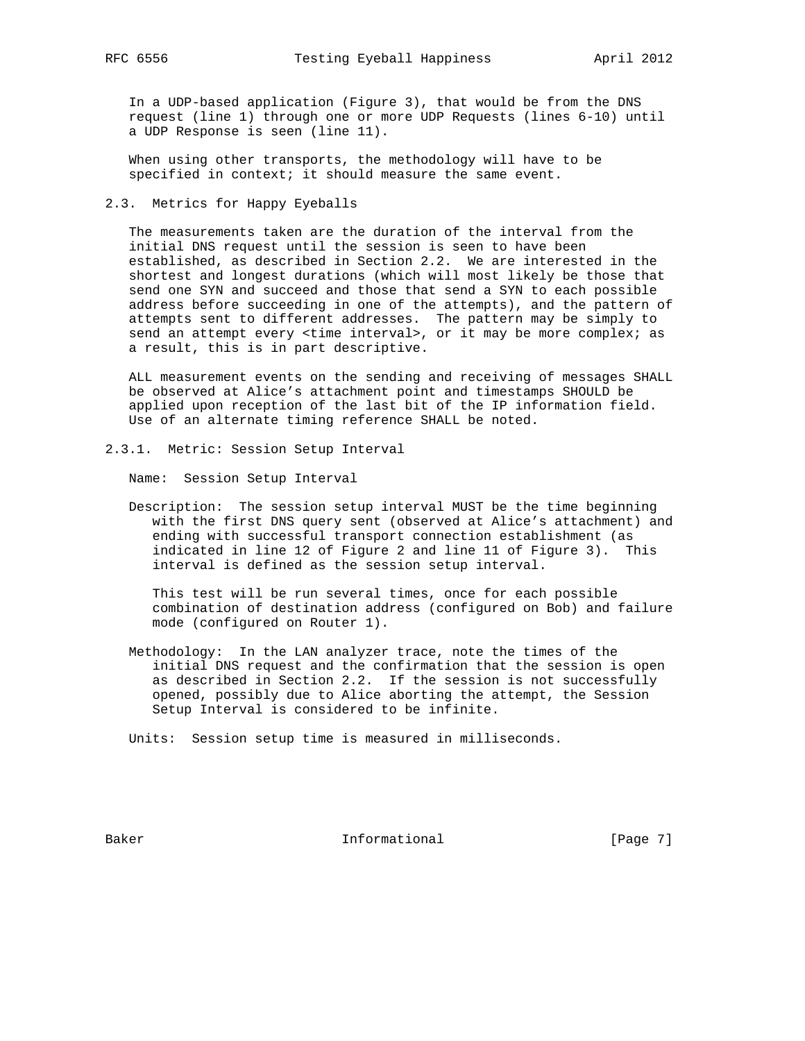In a UDP-based application (Figure 3), that would be from the DNS request (line 1) through one or more UDP Requests (lines 6-10) until a UDP Response is seen (line 11).

When using other transports, the methodology will have to be specified in context; it should measure the same event.

### 2.3. Metrics for Happy Eyeballs

The measurements taken are the duration of the interval from the initial DNS request until the session is seen to have been established, as described in Section 2.2. We are interested in the shortest and longest durations (which will most likely be those that send one SYN and succeed and those that send a SYN to each possible address before succeeding in one of the attempts), and the pattern of attempts sent to different addresses. The pattern may be simply to send an attempt every <time interval>, or it may be more complex; as a result, this is in part descriptive.

ALL measurement events on the sending and receiving of messages SHALL be observed at Alice's attachment point and timestamps SHOULD be applied upon reception of the last bit of the IP information field. Use of an alternate timing reference SHALL be noted.

#### 2.3.1. Metric: Session Setup Interval

Name: Session Setup Interval

Description: The session setup interval MUST be the time beginning with the first DNS query sent (observed at Alice's attachment) and ending with successful transport connection establishment (as indicated in line 12 of Figure 2 and line 11 of Figure 3). This interval is defined as the session setup interval.

This test will be run several times, once for each possible combination of destination address (configured on Bob) and failure mode (configured on Router 1).

Methodology: In the LAN analyzer trace, note the times of the initial DNS request and the confirmation that the session is open as described in Section 2.2. If the session is not successfully opened, possibly due to Alice aborting the attempt, the Session Setup Interval is considered to be infinite.

Units: Session setup time is measured in milliseconds.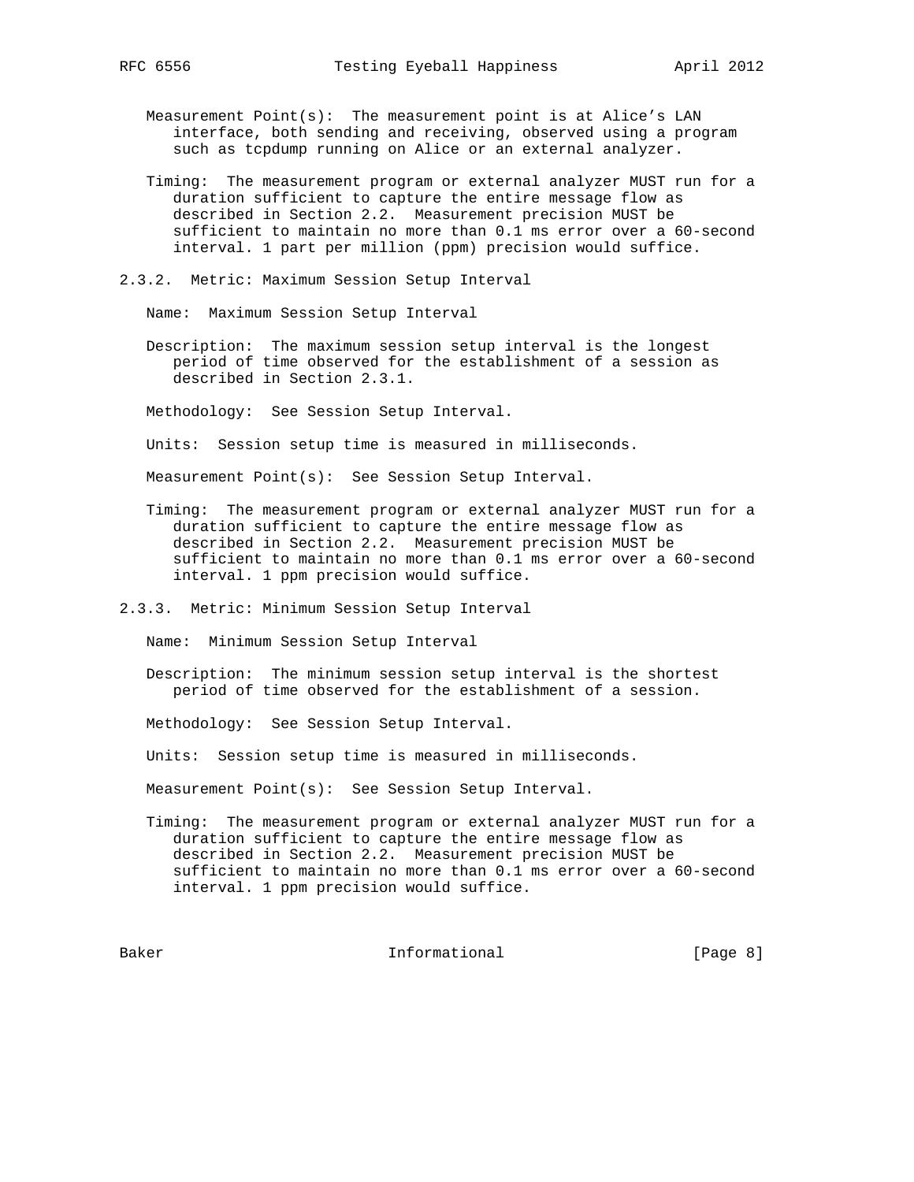Measurement Point(s): The measurement point is at Alice's LAN interface, both sending and receiving, observed using a program such as tcpdump running on Alice or an external analyzer.

Timing: The measurement program or external analyzer MUST run for a duration sufficient to capture the entire message flow as described in Section 2.2. Measurement precision MUST be sufficient to maintain no more than 0.1 ms error over a 60-second interval. 1 part per million (ppm) precision would suffice.

### 2.3.2. Metric: Maximum Session Setup Interval

Name: Maximum Session Setup Interval

Description: The maximum session setup interval is the longest period of time observed for the establishment of a session as described in Section 2.3.1.

Methodology: See Session Setup Interval.

Units: Session setup time is measured in milliseconds.

Measurement Point(s): See Session Setup Interval.

Timing: The measurement program or external analyzer MUST run for a duration sufficient to capture the entire message flow as described in Section 2.2. Measurement precision MUST be sufficient to maintain no more than 0.1 ms error over a 60-second interval. 1 ppm precision would suffice.

### 2.3.3. Metric: Minimum Session Setup Interval

Name: Minimum Session Setup Interval

Description: The minimum session setup interval is the shortest period of time observed for the establishment of a session.

Methodology: See Session Setup Interval.

Units: Session setup time is measured in milliseconds.

Measurement Point(s): See Session Setup Interval.

Timing: The measurement program or external analyzer MUST run for a duration sufficient to capture the entire message flow as described in Section 2.2. Measurement precision MUST be sufficient to maintain no more than 0.1 ms error over a 60-second interval. 1 ppm precision would suffice.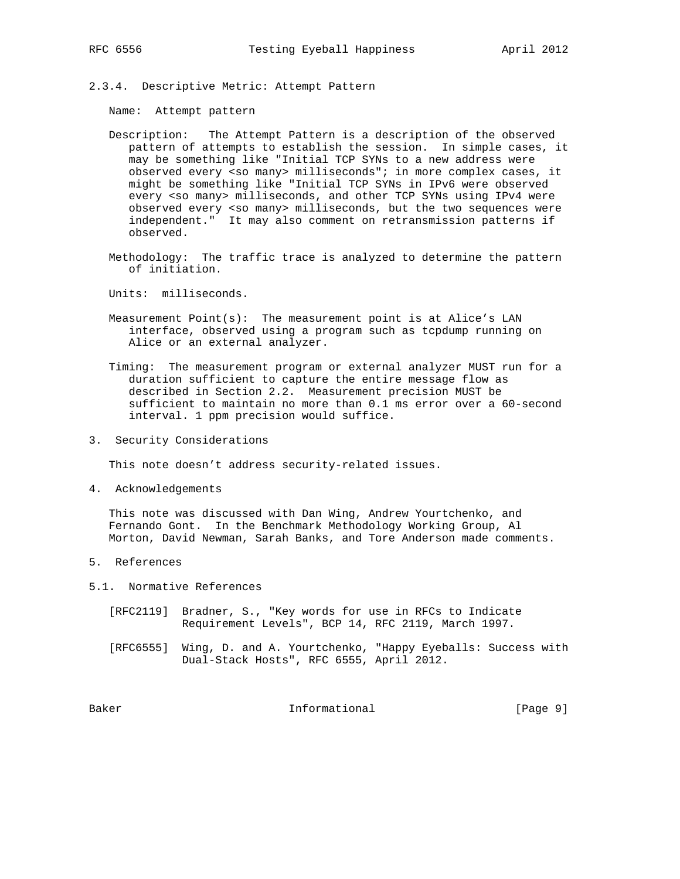### 2.3.4. Descriptive Metric: Attempt Pattern

Name: Attempt pattern

Description: The Attempt Pattern is a description of the observed pattern of attempts to establish the session. In simple cases, it may be something like "Initial TCP SYNs to a new address were observed every <so many> milliseconds"; in more complex cases, it might be something like "Initial TCP SYNs in IPv6 were observed every <so many> milliseconds, and other TCP SYNs using IPv4 were observed every <so many> milliseconds, but the two sequences were independent." It may also comment on retransmission patterns if observed.

Methodology: The traffic trace is analyzed to determine the pattern of initiation.

Units: milliseconds.

Measurement Point(s): The measurement point is at Alice's LAN interface, observed using a program such as tcpdump running on Alice or an external analyzer.

Timing: The measurement program or external analyzer MUST run for a duration sufficient to capture the entire message flow as described in Section 2.2. Measurement precision MUST be sufficient to maintain no more than 0.1 ms error over a 60-second interval. 1 ppm precision would suffice.

## 3. Security Considerations

This note doesn't address security-related issues.

## 4. Acknowledgements

This note was discussed with Dan Wing, Andrew Yourtchenko, and Fernando Gont. In the Benchmark Methodology Working Group, Al Morton, David Newman, Sarah Banks, and Tore Anderson made comments.

## 5. References

### 5.1. Normative References

[RFC2119] Bradner, S., "Key words for use in RFCs to Indicate Requirement Levels", BCP 14, RFC 2119, March 1997.

[RFC6555] Wing, D. and A. Yourtchenko, "Happy Eyeballs: Success with Dual-Stack Hosts", RFC 6555, April 2012.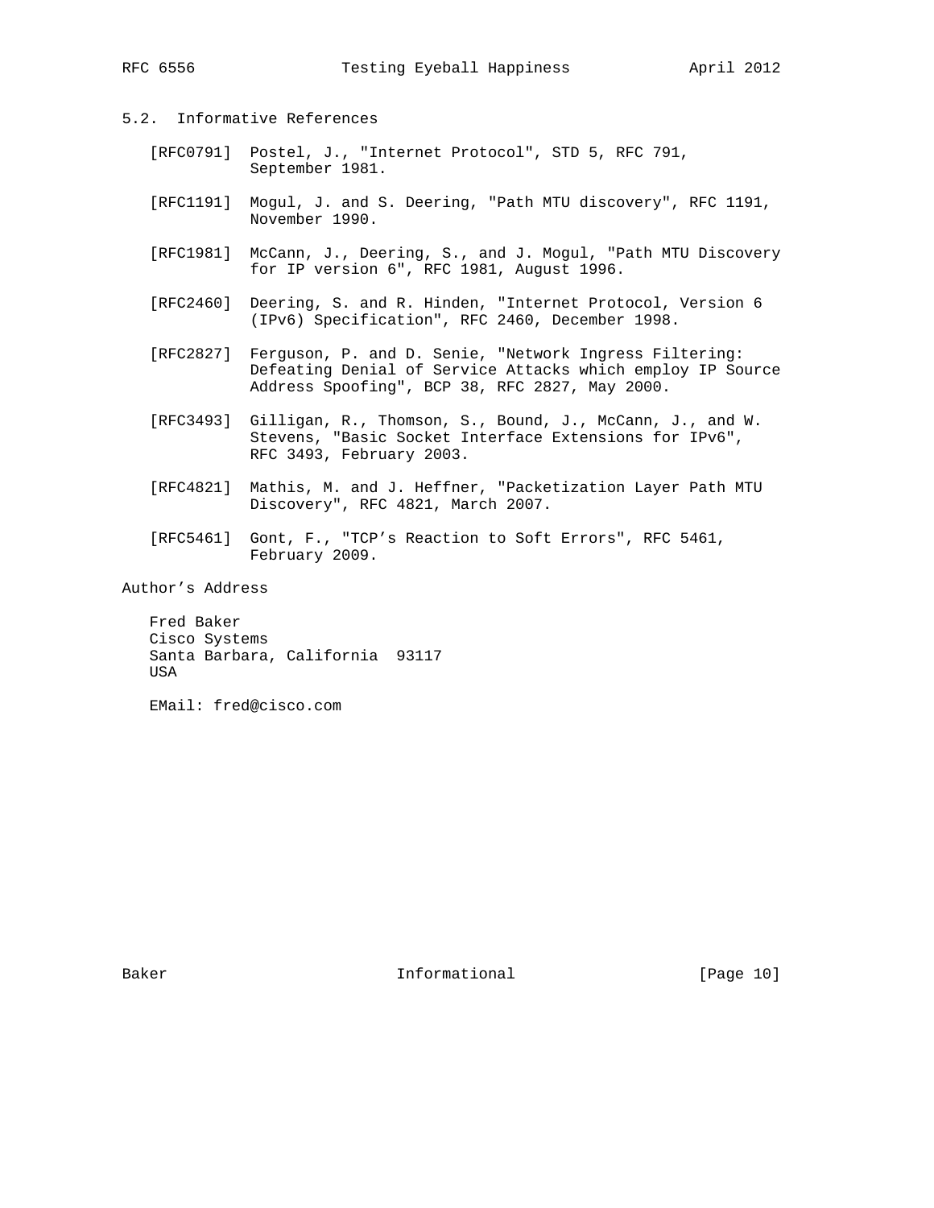## 5.2. Informative References

[RFC0791] Postel, J., "Internet Protocol", STD 5, RFC 791, September 1981.

[RFC1191] Mogul, J. and S. Deering, "Path MTU discovery", RFC 1191, November 1990.

[RFC1981] McCann, J., Deering, S., and J. Mogul, "Path MTU Discovery for IP version 6", RFC 1981, August 1996.

[RFC2460] Deering, S. and R. Hinden, "Internet Protocol, Version 6 (IPv6) Specification", RFC 2460, December 1998.

[RFC2827] Ferguson, P. and D. Senie, "Network Ingress Filtering: Defeating Denial of Service Attacks which employ IP Source Address Spoofing", BCP 38, RFC 2827, May 2000.

[RFC3493] Gilligan, R., Thomson, S., Bound, J., McCann, J., and W. Stevens, "Basic Socket Interface Extensions for IPv6", RFC 3493, February 2003.

[RFC4821] Mathis, M. and J. Heffner, "Packetization Layer Path MTU Discovery", RFC 4821, March 2007.

[RFC5461] Gont, F., "TCP's Reaction to Soft Errors", RFC 5461, February 2009.

## Author's Address

Fred Baker
Cisco Systems
Santa Barbara, California 93117
USA

EMail: fred@cisco.com